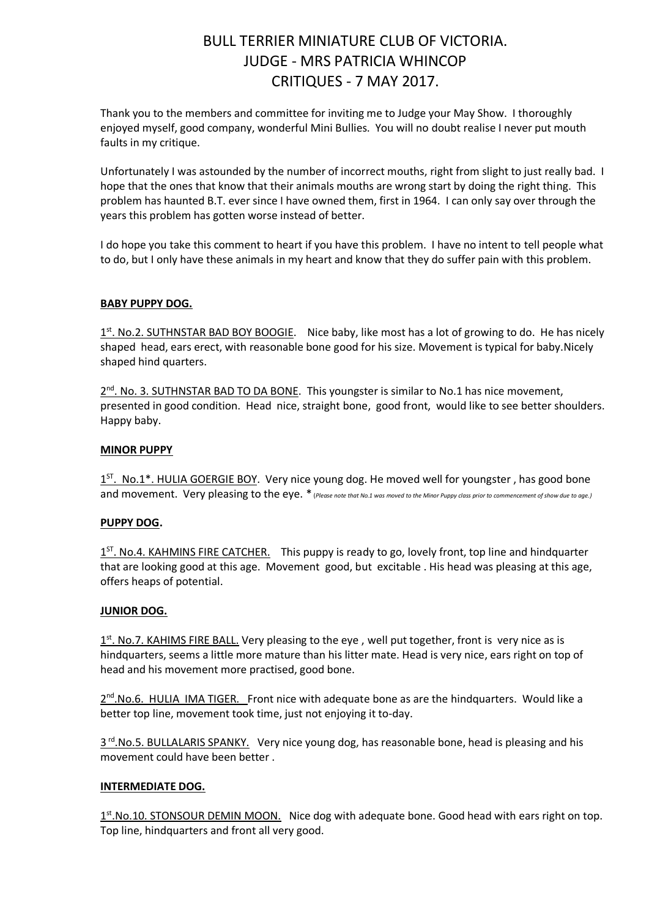# BULL TERRIER MINIATURE CLUB OF VICTORIA.
# JUDGE - MRS PATRICIA WHINCOP
# CRITIQUES - 7 MAY 2017.

Thank you to the members and committee for inviting me to Judge your May Show. I thoroughly enjoyed myself, good company, wonderful Mini Bullies. You will no doubt realise I never put mouth faults in my critique.

Unfortunately I was astounded by the number of incorrect mouths, right from slight to just really bad. I hope that the ones that know that their animals mouths are wrong start by doing the right thing. This problem has haunted B.T. ever since I have owned them, first in 1964. I can only say over through the years this problem has gotten worse instead of better.

I do hope you take this comment to heart if you have this problem. I have no intent to tell people what to do, but I only have these animals in my heart and know that they do suffer pain with this problem.

**BABY PUPPY DOG.**

1st. No.2. SUTHNSTAR BAD BOY BOOGIE. Nice baby, like most has a lot of growing to do. He has nicely shaped head, ears erect, with reasonable bone good for his size. Movement is typical for baby.Nicely shaped hind quarters.

2nd. No. 3. SUTHNSTAR BAD TO DA BONE. This youngster is similar to No.1 has nice movement, presented in good condition. Head nice, straight bone, good front, would like to see better shoulders. Happy baby.

**MINOR PUPPY**

1ST. No.1*. HULIA GOERGIE BOY. Very nice young dog. He moved well for youngster , has good bone and movement. Very pleasing to the eye. * (*Please note that No.1 was moved to the Minor Puppy class prior to commencement of show due to age.*)

**PUPPY DOG.**

1ST. No.4. KAHMINS FIRE CATCHER. This puppy is ready to go, lovely front, top line and hindquarter that are looking good at this age. Movement good, but excitable . His head was pleasing at this age, offers heaps of potential.

**JUNIOR DOG.**

1st. No.7. KAHIMS FIRE BALL. Very pleasing to the eye , well put together, front is very nice as is hindquarters, seems a little more mature than his litter mate. Head is very nice, ears right on top of head and his movement more practised, good bone.

2nd.No.6. HULIA IMA TIGER. Front nice with adequate bone as are the hindquarters. Would like a better top line, movement took time, just not enjoying it to-day.

3 rd.No.5. BULLALARIS SPANKY. Very nice young dog, has reasonable bone, head is pleasing and his movement could have been better .

**INTERMEDIATE DOG.**

1st.No.10. STONSOUR DEMIN MOON. Nice dog with adequate bone. Good head with ears right on top. Top line, hindquarters and front all very good.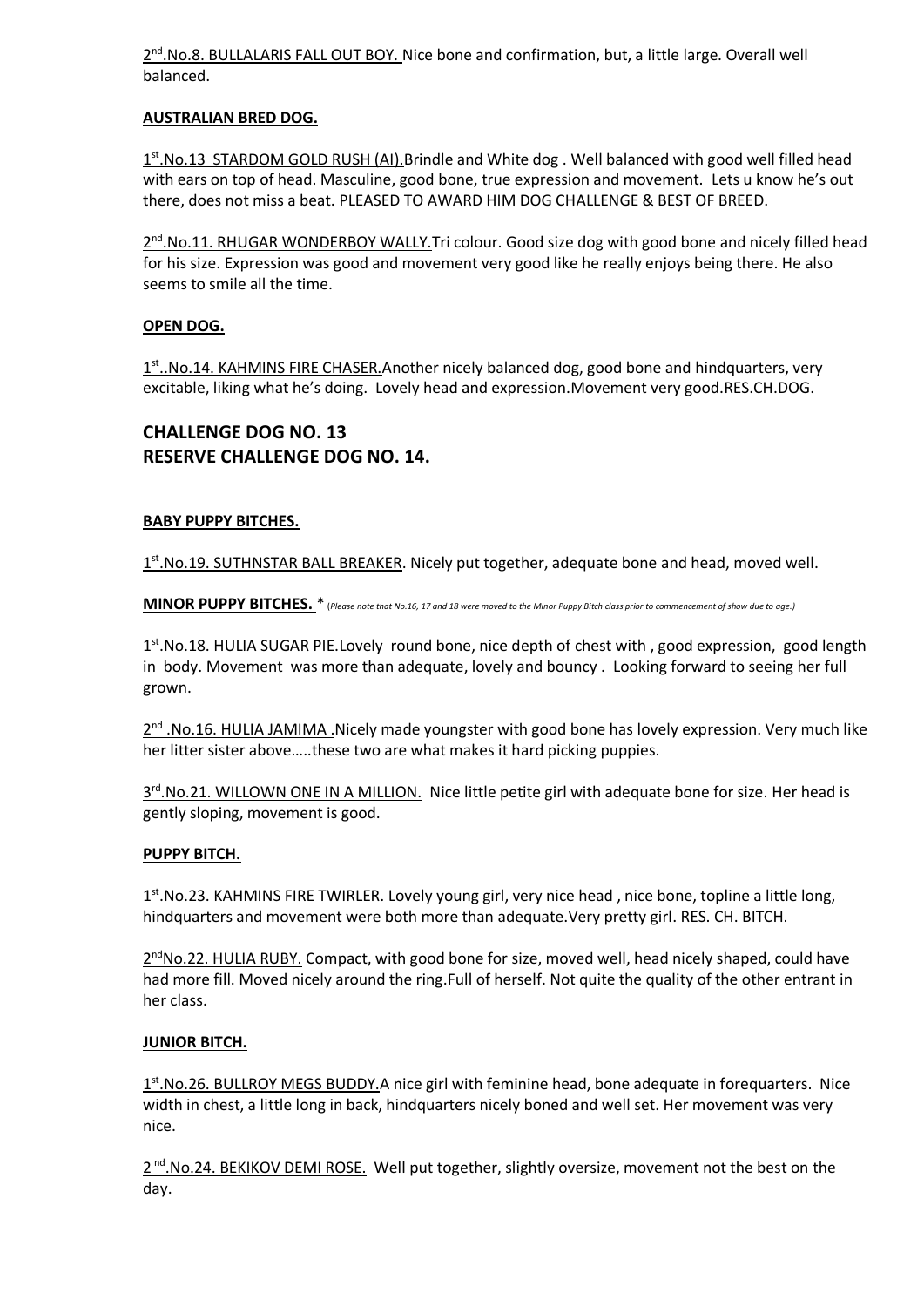2nd.No.8. BULLALARIS FALL OUT BOY. Nice bone and confirmation, but, a little large. Overall well balanced.

**AUSTRALIAN BRED DOG.**

1st.No.13 STARDOM GOLD RUSH (AI).Brindle and White dog . Well balanced with good well filled head with ears on top of head. Masculine, good bone, true expression and movement. Lets u know he's out there, does not miss a beat. PLEASED TO AWARD HIM DOG CHALLENGE & BEST OF BREED.

2nd.No.11. RHUGAR WONDERBOY WALLY.Tri colour. Good size dog with good bone and nicely filled head for his size. Expression was good and movement very good like he really enjoys being there. He also seems to smile all the time.

**OPEN DOG.**

1st..No.14. KAHMINS FIRE CHASER.Another nicely balanced dog, good bone and hindquarters, very excitable, liking what he's doing. Lovely head and expression.Movement very good.RES.CH.DOG.

## CHALLENGE DOG NO. 13
## RESERVE CHALLENGE DOG NO. 14.

**BABY PUPPY BITCHES.**

1st.No.19. SUTHNSTAR BALL BREAKER. Nicely put together, adequate bone and head, moved well.

**MINOR PUPPY BITCHES.** * (*Please note that No.16, 17 and 18 were moved to the Minor Puppy Bitch class prior to commencement of show due to age.*)

1st.No.18. HULIA SUGAR PIE.Lovely round bone, nice depth of chest with , good expression, good length in body. Movement was more than adequate, lovely and bouncy . Looking forward to seeing her full grown.

2nd .No.16. HULIA JAMIMA .Nicely made youngster with good bone has lovely expression. Very much like her litter sister above.....these two are what makes it hard picking puppies.

3rd.No.21. WILLOWN ONE IN A MILLION. Nice little petite girl with adequate bone for size. Her head is gently sloping, movement is good.

**PUPPY BITCH.**

1st.No.23. KAHMINS FIRE TWIRLER. Lovely young girl, very nice head , nice bone, topline a little long, hindquarters and movement were both more than adequate.Very pretty girl. RES. CH. BITCH.

2ndNo.22. HULIA RUBY. Compact, with good bone for size, moved well, head nicely shaped, could have had more fill. Moved nicely around the ring.Full of herself. Not quite the quality of the other entrant in her class.

**JUNIOR BITCH.**

1st.No.26. BULLROY MEGS BUDDY.A nice girl with feminine head, bone adequate in forequarters. Nice width in chest, a little long in back, hindquarters nicely boned and well set. Her movement was very nice.

2 nd.No.24. BEKIKOV DEMI ROSE. Well put together, slightly oversize, movement not the best on the day.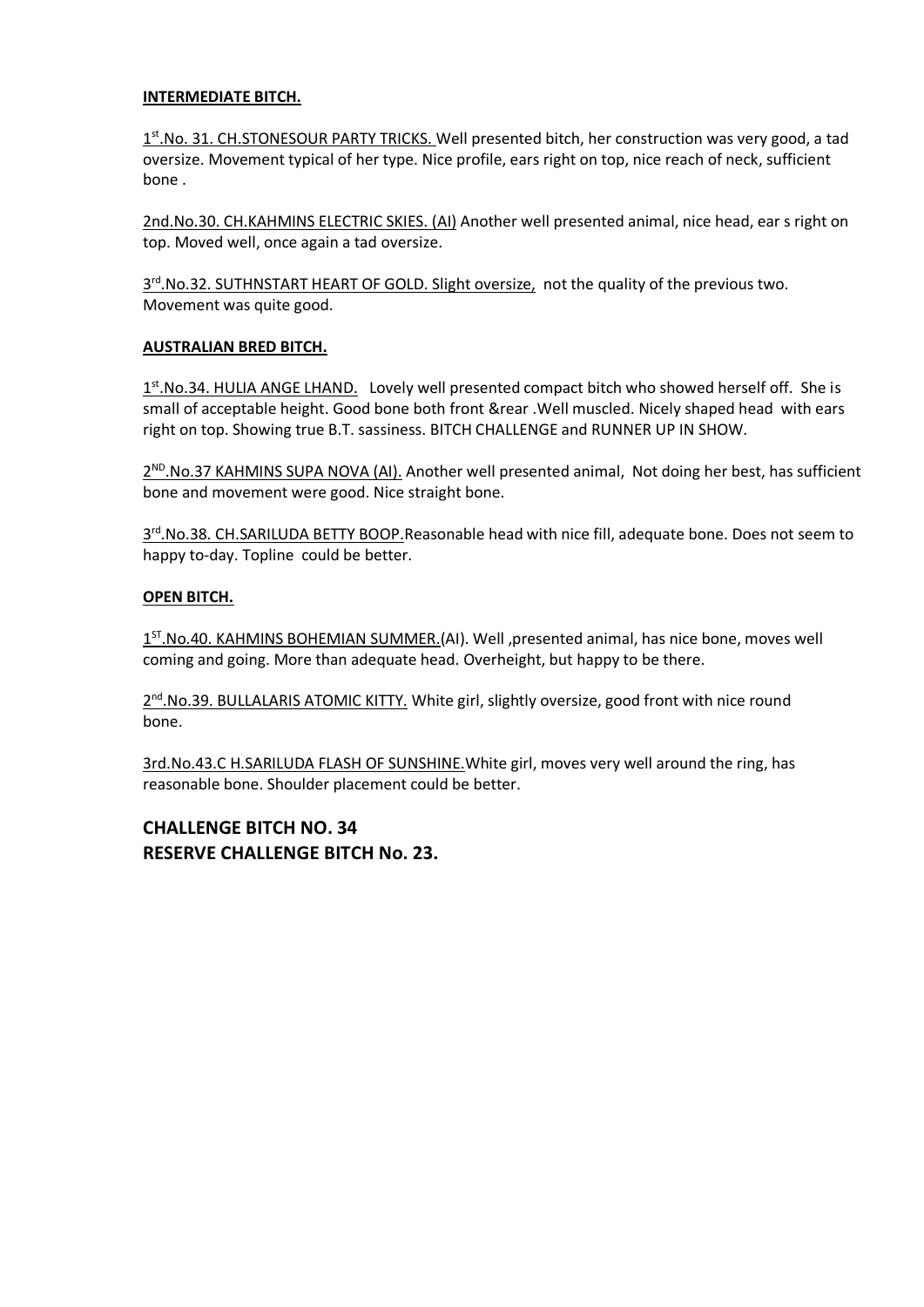**INTERMEDIATE BITCH.**

1st.No. 31. CH.STONESOUR PARTY TRICKS. Well presented bitch, her construction was very good, a tad oversize. Movement typical of her type. Nice profile, ears right on top, nice reach of neck, sufficient bone .

2nd.No.30. CH.KAHMINS ELECTRIC SKIES. (AI) Another well presented animal, nice head, ear s right on top. Moved well, once again a tad oversize.

3rd.No.32. SUTHNSTART HEART OF GOLD. Slight oversize, not the quality of the previous two. Movement was quite good.

**AUSTRALIAN BRED BITCH.**

1st.No.34. HULIA ANGE LHAND. Lovely well presented compact bitch who showed herself off. She is small of acceptable height. Good bone both front &rear .Well muscled. Nicely shaped head with ears right on top. Showing true B.T. sassiness. BITCH CHALLENGE and RUNNER UP IN SHOW.

2ND.No.37 KAHMINS SUPA NOVA (AI). Another well presented animal, Not doing her best, has sufficient bone and movement were good. Nice straight bone.

3rd.No.38. CH.SARILUDA BETTY BOOP.Reasonable head with nice fill, adequate bone. Does not seem to happy to-day. Topline could be better.

**OPEN BITCH.**

1ST.No.40. KAHMINS BOHEMIAN SUMMER.(AI). Well ,presented animal, has nice bone, moves well coming and going. More than adequate head. Overheight, but happy to be there.

2nd.No.39. BULLALARIS ATOMIC KITTY. White girl, slightly oversize, good front with nice round bone.

3rd.No.43.C H.SARILUDA FLASH OF SUNSHINE.White girl, moves very well around the ring, has reasonable bone. Shoulder placement could be better.

## CHALLENGE BITCH NO. 34
## RESERVE CHALLENGE BITCH No. 23.